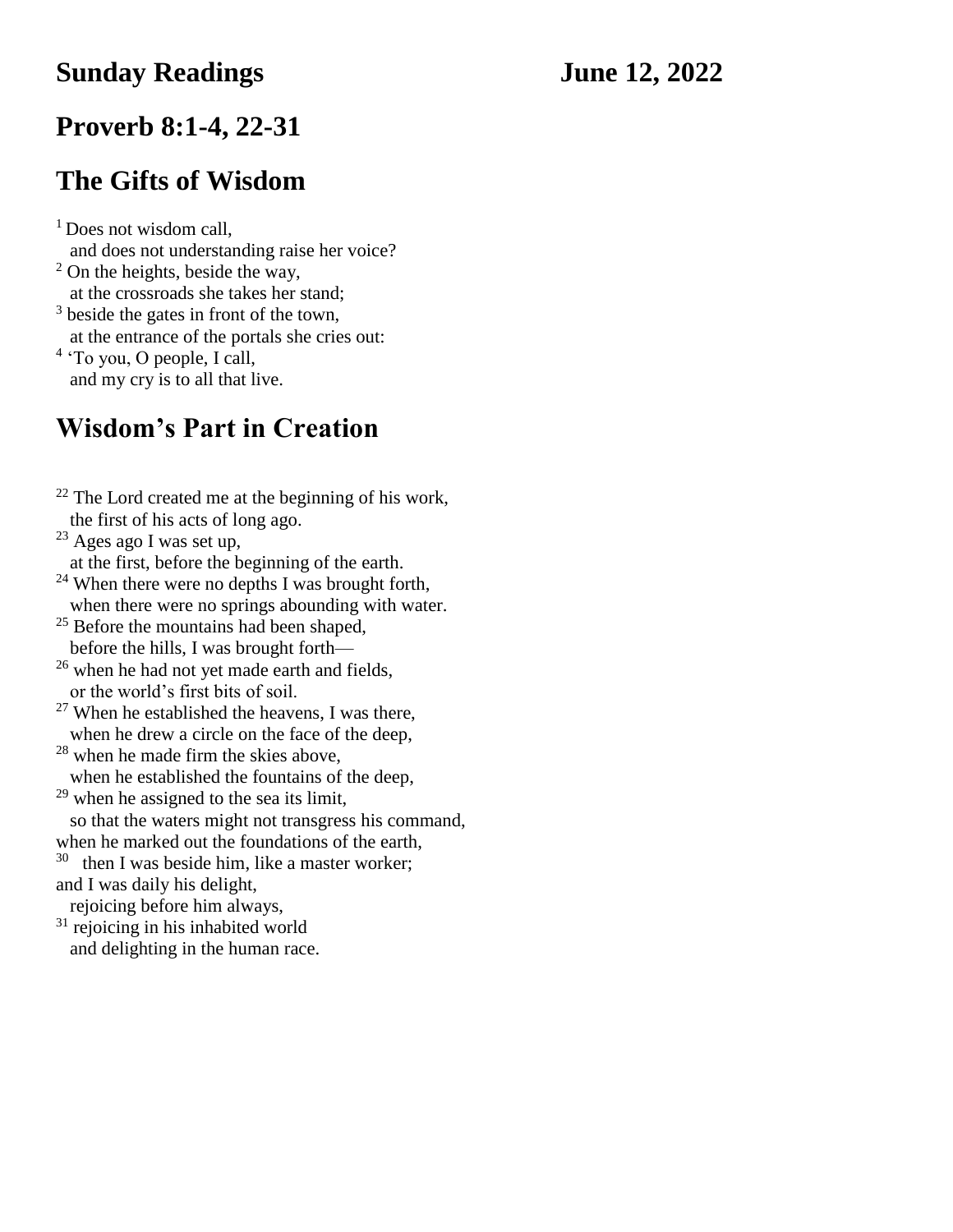# Sunday Readings June 12, 2022

## Proverb 8:1-4, 22-31

## The Gifts of Wisdom

[1] Does not wisdom call,
and does not understanding raise her voice?
[2] On the heights, beside the way,
at the crossroads she takes her stand;
[3] beside the gates in front of the town,
at the entrance of the portals she cries out:
[4] 'To you, O people, I call,
and my cry is to all that live.

## Wisdom's Part in Creation

[22] The Lord created me at the beginning of his work,
the first of his acts of long ago.
[23] Ages ago I was set up,
at the first, before the beginning of the earth.
[24] When there were no depths I was brought forth,
when there were no springs abounding with water.
[25] Before the mountains had been shaped,
before the hills, I was brought forth—
[26] when he had not yet made earth and fields,
or the world's first bits of soil.
[27] When he established the heavens, I was there,
when he drew a circle on the face of the deep,
[28] when he made firm the skies above,
when he established the fountains of the deep,
[29] when he assigned to the sea its limit,
so that the waters might not transgress his command,
when he marked out the foundations of the earth,
[30] then I was beside him, like a master worker;
and I was daily his delight,
rejoicing before him always,
[31] rejoicing in his inhabited world
and delighting in the human race.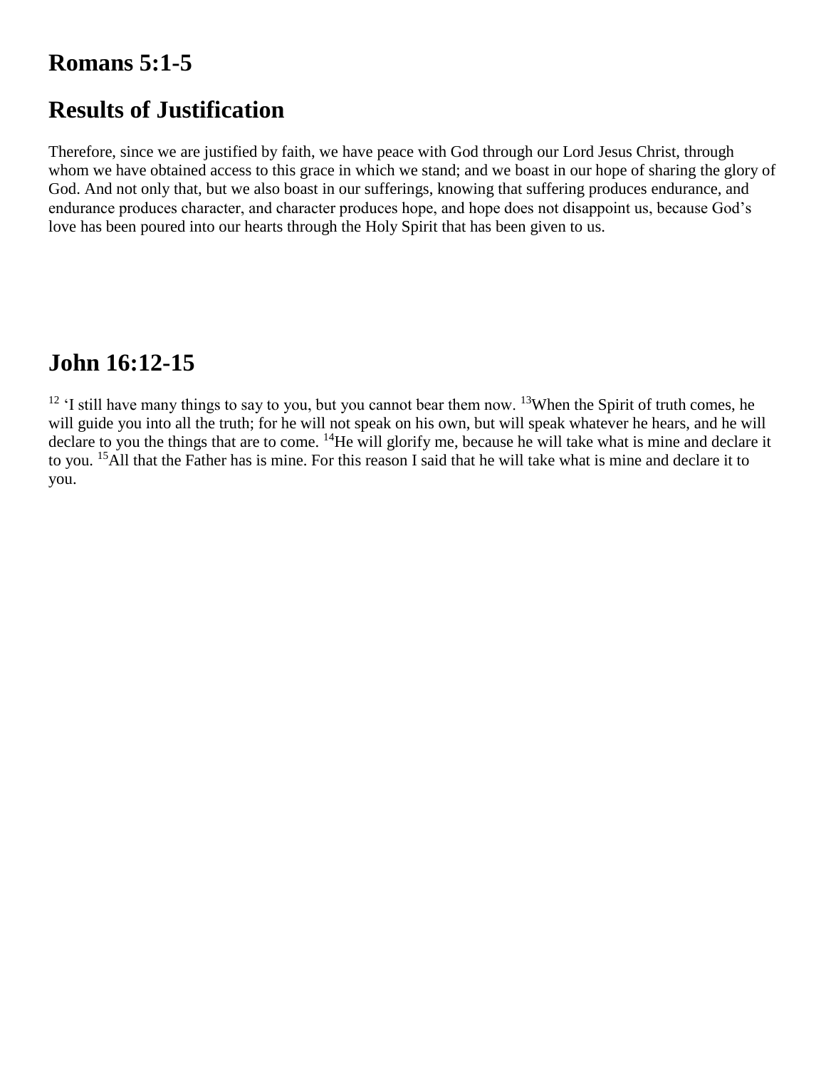## Romans 5:1-5

## Results of Justification

Therefore, since we are justified by faith, we have peace with God through our Lord Jesus Christ, through whom we have obtained access to this grace in which we stand; and we boast in our hope of sharing the glory of God. And not only that, but we also boast in our sufferings, knowing that suffering produces endurance, and endurance produces character, and character produces hope, and hope does not disappoint us, because God's love has been poured into our hearts through the Holy Spirit that has been given to us.

## John 16:12-15

[12] 'I still have many things to say to you, but you cannot bear them now. [13]When the Spirit of truth comes, he will guide you into all the truth; for he will not speak on his own, but will speak whatever he hears, and he will declare to you the things that are to come. [14]He will glorify me, because he will take what is mine and declare it to you. [15]All that the Father has is mine. For this reason I said that he will take what is mine and declare it to you.